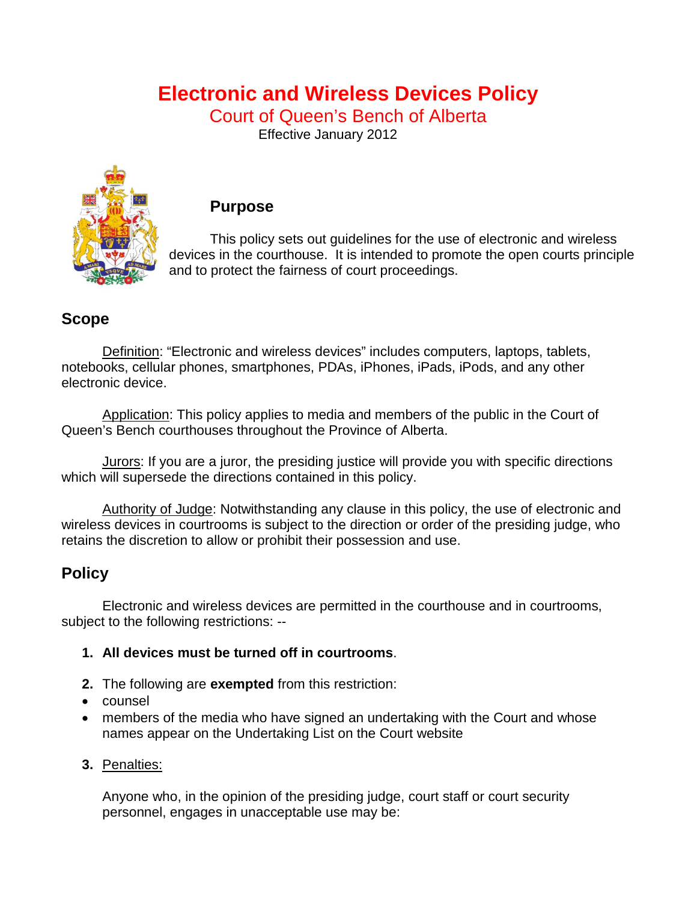# Electronic and Wireless Devices Policy

## Court of Queen's Bench of Alberta

Effective January 2012

### Purpose

This policy sets out guidelines for the use of electronic and wireless devices in the courthouse. It is intended to promote the open courts principle and to protect the fairness of court proceedings.

## Scope

Definition: "Electronic and wireless devices" includes computers, laptops, tablets, notebooks, cellular phones, smartphones, PDAs, iPhones, iPads, iPods, and any other electronic device.

Application: This policy applies to media and members of the public in the Court of Queen's Bench courthouses throughout the Province of Alberta.

Jurors: If you are a juror, the presiding justice will provide you with specific directions which will supersede the directions contained in this policy.

Authority of Judge: Notwithstanding any clause in this policy, the use of electronic and wireless devices in courtrooms is subject to the direction or order of the presiding judge, who retains the discretion to allow or prohibit their possession and use.

## Policy

Electronic and wireless devices are permitted in the courthouse and in courtrooms, subject to the following restrictions: --

1. **All devices must be turned off in courtrooms**.

2. The following are **exempted** from this restriction:
   - counsel
   - members of the media who have signed an undertaking with the Court and whose names appear on the Undertaking List on the Court website

3. Penalties:

   Anyone who, in the opinion of the presiding judge, court staff or court security personnel, engages in unacceptable use may be: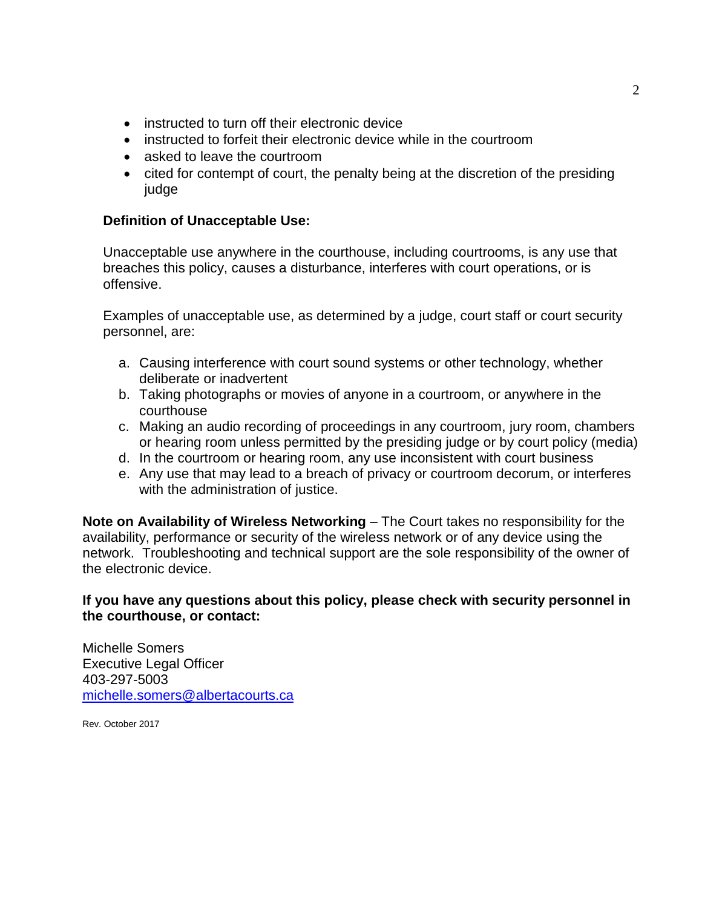- instructed to turn off their electronic device
- instructed to forfeit their electronic device while in the courtroom
- asked to leave the courtroom
- cited for contempt of court, the penalty being at the discretion of the presiding judge

**Definition of Unacceptable Use:**

Unacceptable use anywhere in the courthouse, including courtrooms, is any use that breaches this policy, causes a disturbance, interferes with court operations, or is offensive.

Examples of unacceptable use, as determined by a judge, court staff or court security personnel, are:

a. Causing interference with court sound systems or other technology, whether deliberate or inadvertent
b. Taking photographs or movies of anyone in a courtroom, or anywhere in the courthouse
c. Making an audio recording of proceedings in any courtroom, jury room, chambers or hearing room unless permitted by the presiding judge or by court policy (media)
d. In the courtroom or hearing room, any use inconsistent with court business
e. Any use that may lead to a breach of privacy or courtroom decorum, or interferes with the administration of justice.

**Note on Availability of Wireless Networking** – The Court takes no responsibility for the availability, performance or security of the wireless network or of any device using the network. Troubleshooting and technical support are the sole responsibility of the owner of the electronic device.

**If you have any questions about this policy, please check with security personnel in the courthouse, or contact:**

Michelle Somers
Executive Legal Officer
403-297-5003
michelle.somers@albertacourts.ca

Rev. October 2017